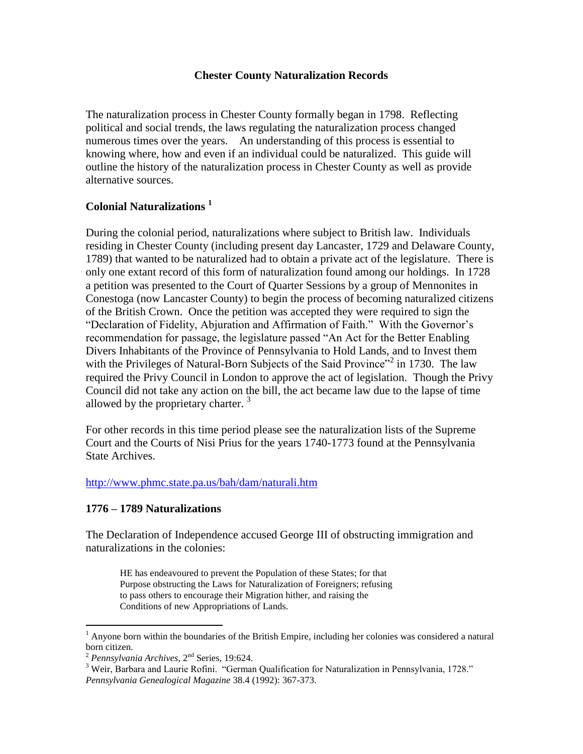# Chester County Naturalization Records

The naturalization process in Chester County formally began in 1798. Reflecting political and social trends, the laws regulating the naturalization process changed numerous times over the years. An understanding of this process is essential to knowing where, how and even if an individual could be naturalized. This guide will outline the history of the naturalization process in Chester County as well as provide alternative sources.

## Colonial Naturalizations [1]

During the colonial period, naturalizations where subject to British law. Individuals residing in Chester County (including present day Lancaster, 1729 and Delaware County, 1789) that wanted to be naturalized had to obtain a private act of the legislature. There is only one extant record of this form of naturalization found among our holdings. In 1728 a petition was presented to the Court of Quarter Sessions by a group of Mennonites in Conestoga (now Lancaster County) to begin the process of becoming naturalized citizens of the British Crown. Once the petition was accepted they were required to sign the "Declaration of Fidelity, Abjuration and Affirmation of Faith." With the Governor's recommendation for passage, the legislature passed "An Act for the Better Enabling Divers Inhabitants of the Province of Pennsylvania to Hold Lands, and to Invest them with the Privileges of Natural-Born Subjects of the Said Province"[2] in 1730. The law required the Privy Council in London to approve the act of legislation. Though the Privy Council did not take any action on the bill, the act became law due to the lapse of time allowed by the proprietary charter. [3]

For other records in this time period please see the naturalization lists of the Supreme Court and the Courts of Nisi Prius for the years 1740-1773 found at the Pennsylvania State Archives.

http://www.phmc.state.pa.us/bah/dam/naturali.htm

## 1776 – 1789 Naturalizations

The Declaration of Independence accused George III of obstructing immigration and naturalizations in the colonies:

> HE has endeavoured to prevent the Population of these States; for that Purpose obstructing the Laws for Naturalization of Foreigners; refusing to pass others to encourage their Migration hither, and raising the Conditions of new Appropriations of Lands.

---

[1] Anyone born within the boundaries of the British Empire, including her colonies was considered a natural born citizen.

[2] *Pennsylvania Archives*, 2nd Series, 19:624.

[3] Weir, Barbara and Laurie Rofini. "German Qualification for Naturalization in Pennsylvania, 1728." *Pennsylvania Genealogical Magazine* 38.4 (1992): 367-373.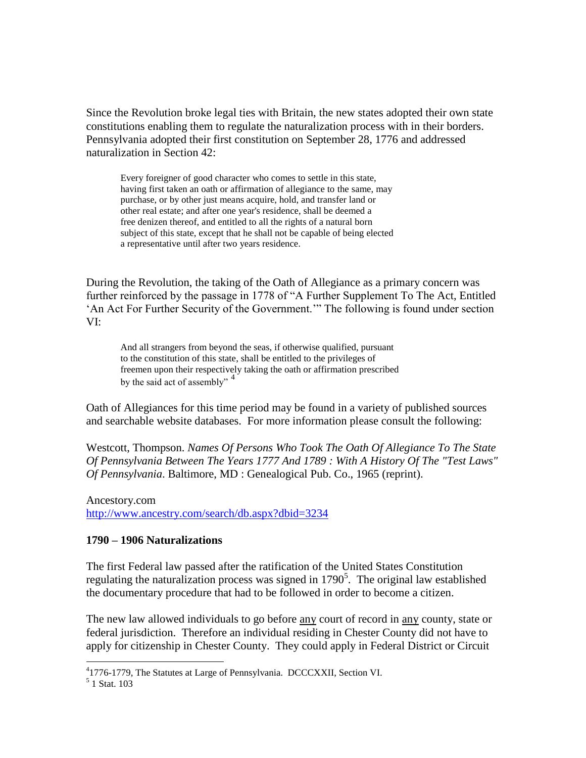Since the Revolution broke legal ties with Britain, the new states adopted their own state constitutions enabling them to regulate the naturalization process with in their borders. Pennsylvania adopted their first constitution on September 28, 1776 and addressed naturalization in Section 42:

> Every foreigner of good character who comes to settle in this state, having first taken an oath or affirmation of allegiance to the same, may purchase, or by other just means acquire, hold, and transfer land or other real estate; and after one year's residence, shall be deemed a free denizen thereof, and entitled to all the rights of a natural born subject of this state, except that he shall not be capable of being elected a representative until after two years residence.

During the Revolution, the taking of the Oath of Allegiance as a primary concern was further reinforced by the passage in 1778 of "A Further Supplement To The Act, Entitled 'An Act For Further Security of the Government.'" The following is found under section VI:

> And all strangers from beyond the seas, if otherwise qualified, pursuant to the constitution of this state, shall be entitled to the privileges of freemen upon their respectively taking the oath or affirmation prescribed by the said act of assembly" [4]

Oath of Allegiances for this time period may be found in a variety of published sources and searchable website databases. For more information please consult the following:

Westcott, Thompson. *Names Of Persons Who Took The Oath Of Allegiance To The State Of Pennsylvania Between The Years 1777 And 1789 : With A History Of The "Test Laws" Of Pennsylvania*. Baltimore, MD : Genealogical Pub. Co., 1965 (reprint).

Ancestory.com
http://www.ancestry.com/search/db.aspx?dbid=3234

**1790 – 1906 Naturalizations**

The first Federal law passed after the ratification of the United States Constitution regulating the naturalization process was signed in 1790[5]. The original law established the documentary procedure that had to be followed in order to become a citizen.

The new law allowed individuals to go before <u>any</u> court of record in <u>any</u> county, state or federal jurisdiction. Therefore an individual residing in Chester County did not have to apply for citizenship in Chester County. They could apply in Federal District or Circuit

---

[4] 1776-1779, The Statutes at Large of Pennsylvania. DCCCXXII, Section VI.

[5] 1 Stat. 103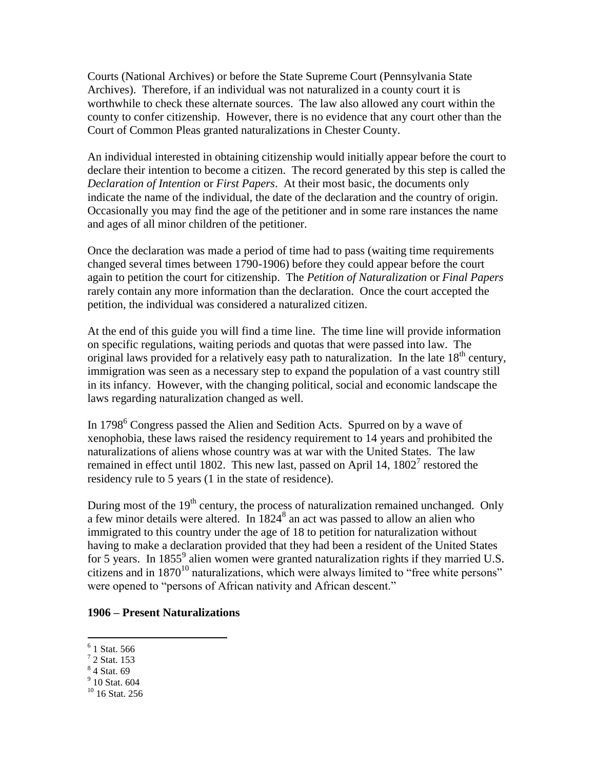Courts (National Archives) or before the State Supreme Court (Pennsylvania State Archives). Therefore, if an individual was not naturalized in a county court it is worthwhile to check these alternate sources. The law also allowed any court within the county to confer citizenship. However, there is no evidence that any court other than the Court of Common Pleas granted naturalizations in Chester County.

An individual interested in obtaining citizenship would initially appear before the court to declare their intention to become a citizen. The record generated by this step is called the *Declaration of Intention* or *First Papers*. At their most basic, the documents only indicate the name of the individual, the date of the declaration and the country of origin. Occasionally you may find the age of the petitioner and in some rare instances the name and ages of all minor children of the petitioner.

Once the declaration was made a period of time had to pass (waiting time requirements changed several times between 1790-1906) before they could appear before the court again to petition the court for citizenship. The *Petition of Naturalization* or *Final Papers* rarely contain any more information than the declaration. Once the court accepted the petition, the individual was considered a naturalized citizen.

At the end of this guide you will find a time line. The time line will provide information on specific regulations, waiting periods and quotas that were passed into law. The original laws provided for a relatively easy path to naturalization. In the late 18th century, immigration was seen as a necessary step to expand the population of a vast country still in its infancy. However, with the changing political, social and economic landscape the laws regarding naturalization changed as well.

In 1798[6] Congress passed the Alien and Sedition Acts. Spurred on by a wave of xenophobia, these laws raised the residency requirement to 14 years and prohibited the naturalizations of aliens whose country was at war with the United States. The law remained in effect until 1802. This new last, passed on April 14, 1802[7] restored the residency rule to 5 years (1 in the state of residence).

During most of the 19th century, the process of naturalization remained unchanged. Only a few minor details were altered. In 1824[8] an act was passed to allow an alien who immigrated to this country under the age of 18 to petition for naturalization without having to make a declaration provided that they had been a resident of the United States for 5 years. In 1855[9] alien women were granted naturalization rights if they married U.S. citizens and in 1870[10] naturalizations, which were always limited to "free white persons" were opened to "persons of African nativity and African descent."

**1906 – Present Naturalizations**

[6] 1 Stat. 566
[7] 2 Stat. 153
[8] 4 Stat. 69
[9] 10 Stat. 604
[10] 16 Stat. 256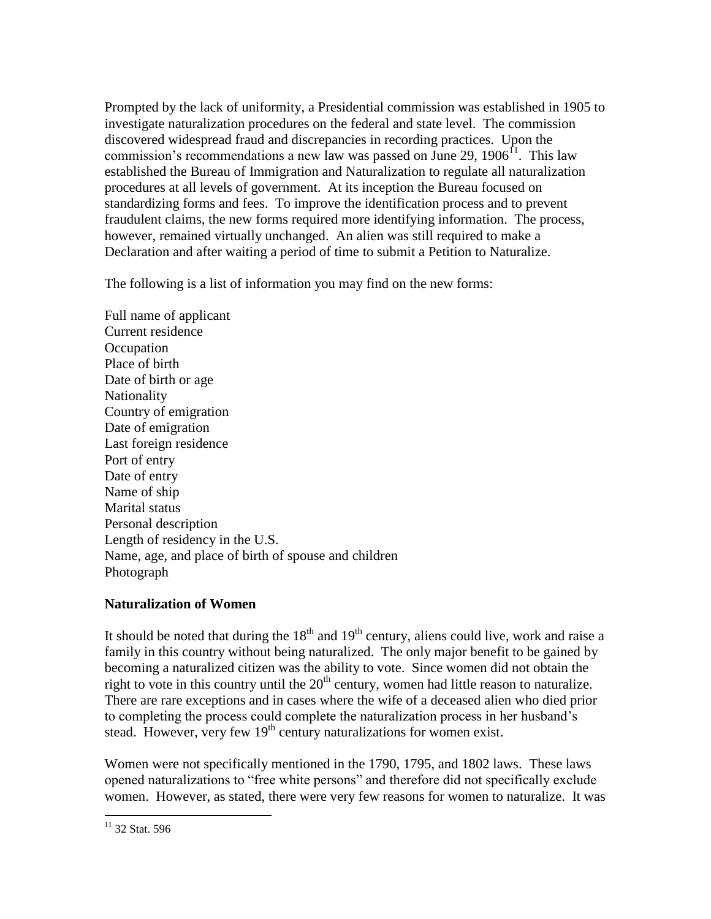Prompted by the lack of uniformity, a Presidential commission was established in 1905 to investigate naturalization procedures on the federal and state level. The commission discovered widespread fraud and discrepancies in recording practices. Upon the commission's recommendations a new law was passed on June 29, 1906[11]. This law established the Bureau of Immigration and Naturalization to regulate all naturalization procedures at all levels of government. At its inception the Bureau focused on standardizing forms and fees. To improve the identification process and to prevent fraudulent claims, the new forms required more identifying information. The process, however, remained virtually unchanged. An alien was still required to make a Declaration and after waiting a period of time to submit a Petition to Naturalize.

The following is a list of information you may find on the new forms:

Full name of applicant  
Current residence  
Occupation  
Place of birth  
Date of birth or age  
Nationality  
Country of emigration  
Date of emigration  
Last foreign residence  
Port of entry  
Date of entry  
Name of ship  
Marital status  
Personal description  
Length of residency in the U.S.  
Name, age, and place of birth of spouse and children  
Photograph

**Naturalization of Women**

It should be noted that during the 18th and 19th century, aliens could live, work and raise a family in this country without being naturalized. The only major benefit to be gained by becoming a naturalized citizen was the ability to vote. Since women did not obtain the right to vote in this country until the 20th century, women had little reason to naturalize. There are rare exceptions and in cases where the wife of a deceased alien who died prior to completing the process could complete the naturalization process in her husband's stead. However, very few 19th century naturalizations for women exist.

Women were not specifically mentioned in the 1790, 1795, and 1802 laws. These laws opened naturalizations to "free white persons" and therefore did not specifically exclude women. However, as stated, there were very few reasons for women to naturalize. It was

[11] 32 Stat. 596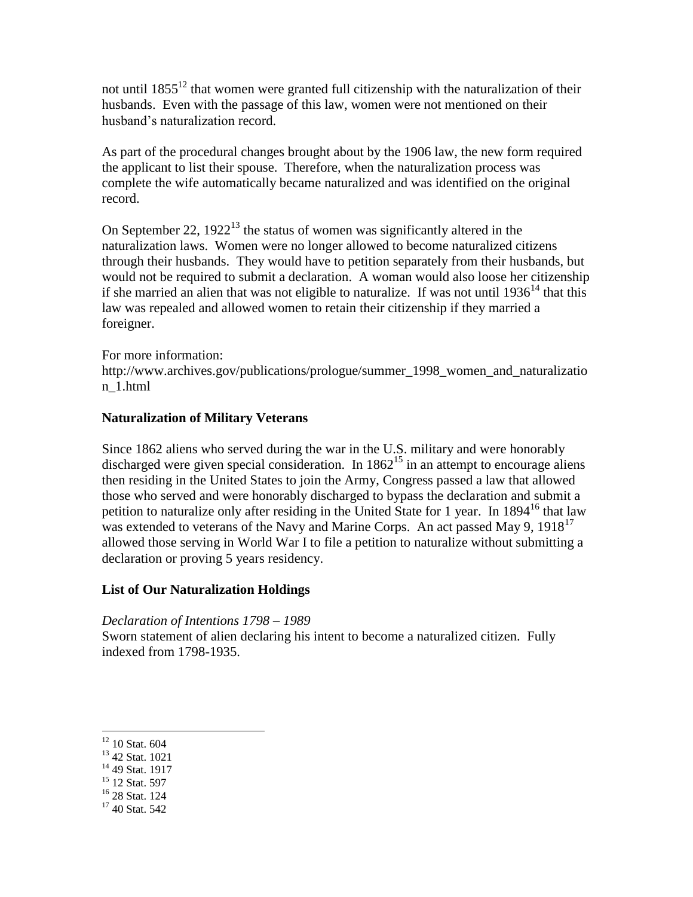not until 1855[12] that women were granted full citizenship with the naturalization of their husbands. Even with the passage of this law, women were not mentioned on their husband's naturalization record.

As part of the procedural changes brought about by the 1906 law, the new form required the applicant to list their spouse. Therefore, when the naturalization process was complete the wife automatically became naturalized and was identified on the original record.

On September 22, 1922[13] the status of women was significantly altered in the naturalization laws. Women were no longer allowed to become naturalized citizens through their husbands. They would have to petition separately from their husbands, but would not be required to submit a declaration. A woman would also loose her citizenship if she married an alien that was not eligible to naturalize. If was not until 1936[14] that this law was repealed and allowed women to retain their citizenship if they married a foreigner.

For more information:
http://www.archives.gov/publications/prologue/summer_1998_women_and_naturalization_1.html

### Naturalization of Military Veterans

Since 1862 aliens who served during the war in the U.S. military and were honorably discharged were given special consideration. In 1862[15] in an attempt to encourage aliens then residing in the United States to join the Army, Congress passed a law that allowed those who served and were honorably discharged to bypass the declaration and submit a petition to naturalize only after residing in the United State for 1 year. In 1894[16] that law was extended to veterans of the Navy and Marine Corps. An act passed May 9, 1918[17] allowed those serving in World War I to file a petition to naturalize without submitting a declaration or proving 5 years residency.

### List of Our Naturalization Holdings

*Declaration of Intentions 1798 – 1989*
Sworn statement of alien declaring his intent to become a naturalized citizen. Fully indexed from 1798-1935.

---

[12] 10 Stat. 604
[13] 42 Stat. 1021
[14] 49 Stat. 1917
[15] 12 Stat. 597
[16] 28 Stat. 124
[17] 40 Stat. 542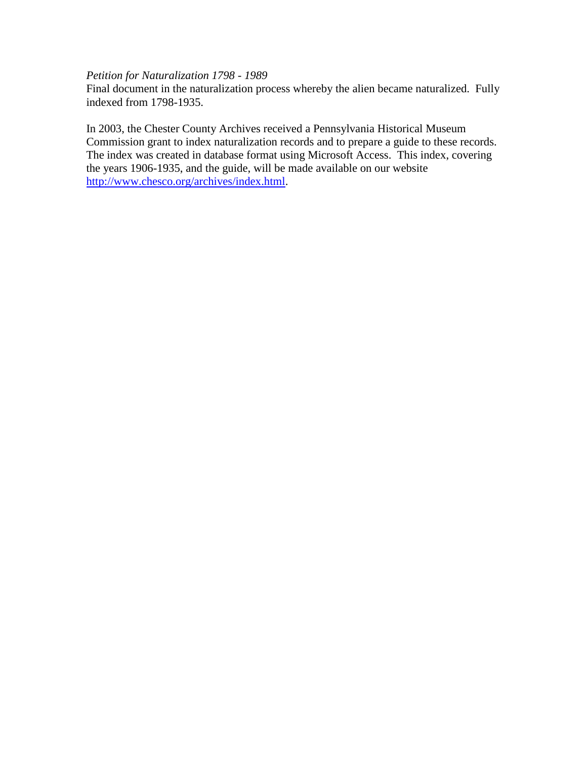*Petition for Naturalization 1798 - 1989*
Final document in the naturalization process whereby the alien became naturalized. Fully indexed from 1798-1935.

In 2003, the Chester County Archives received a Pennsylvania Historical Museum Commission grant to index naturalization records and to prepare a guide to these records. The index was created in database format using Microsoft Access. This index, covering the years 1906-1935, and the guide, will be made available on our website [http://www.chesco.org/archives/index.html](http://www.chesco.org/archives/index.html).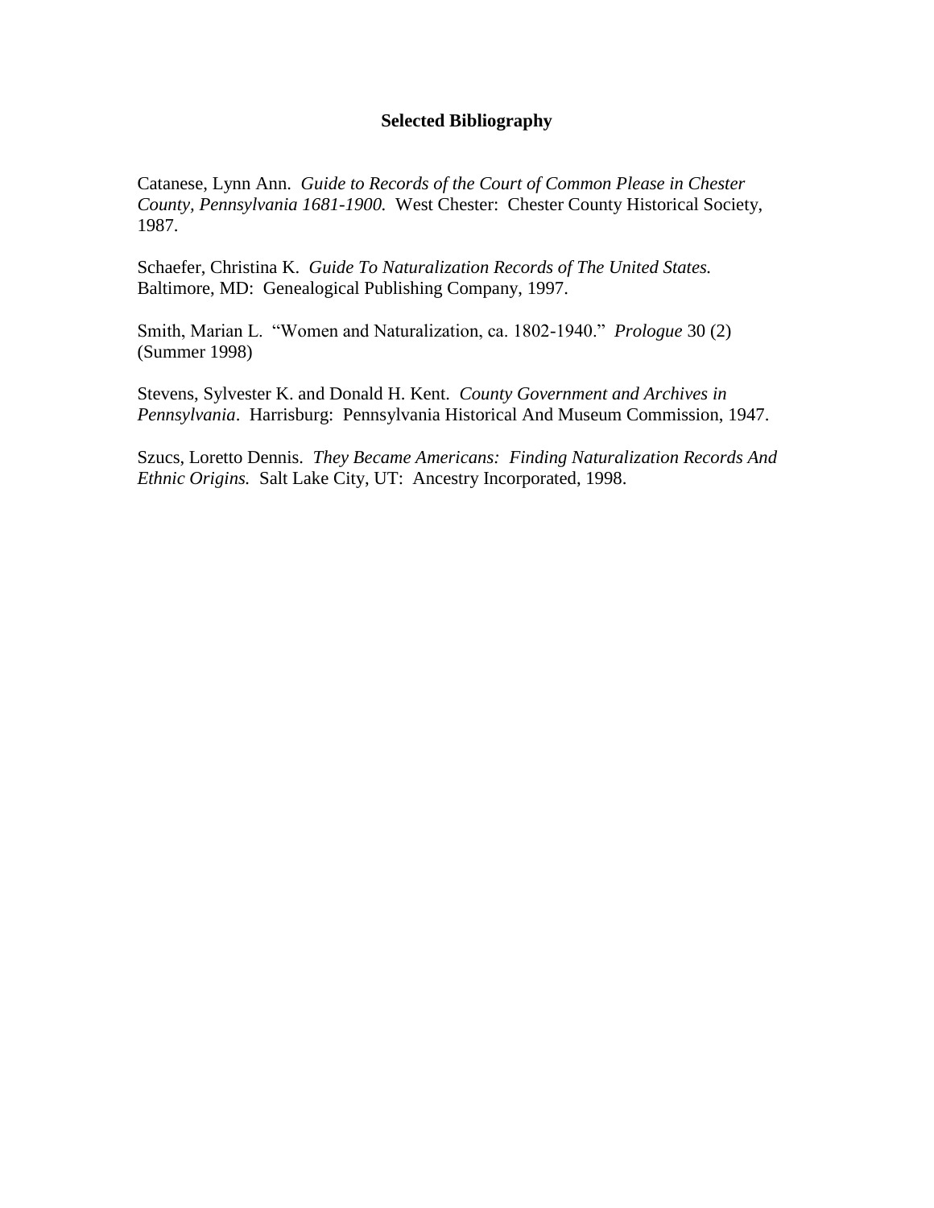## Selected Bibliography

Catanese, Lynn Ann. *Guide to Records of the Court of Common Please in Chester County, Pennsylvania 1681-1900.* West Chester: Chester County Historical Society, 1987.

Schaefer, Christina K. *Guide To Naturalization Records of The United States.* Baltimore, MD: Genealogical Publishing Company, 1997.

Smith, Marian L. "Women and Naturalization, ca. 1802-1940." *Prologue* 30 (2) (Summer 1998)

Stevens, Sylvester K. and Donald H. Kent. *County Government and Archives in Pennsylvania*. Harrisburg: Pennsylvania Historical And Museum Commission, 1947.

Szucs, Loretto Dennis. *They Became Americans: Finding Naturalization Records And Ethnic Origins.* Salt Lake City, UT: Ancestry Incorporated, 1998.